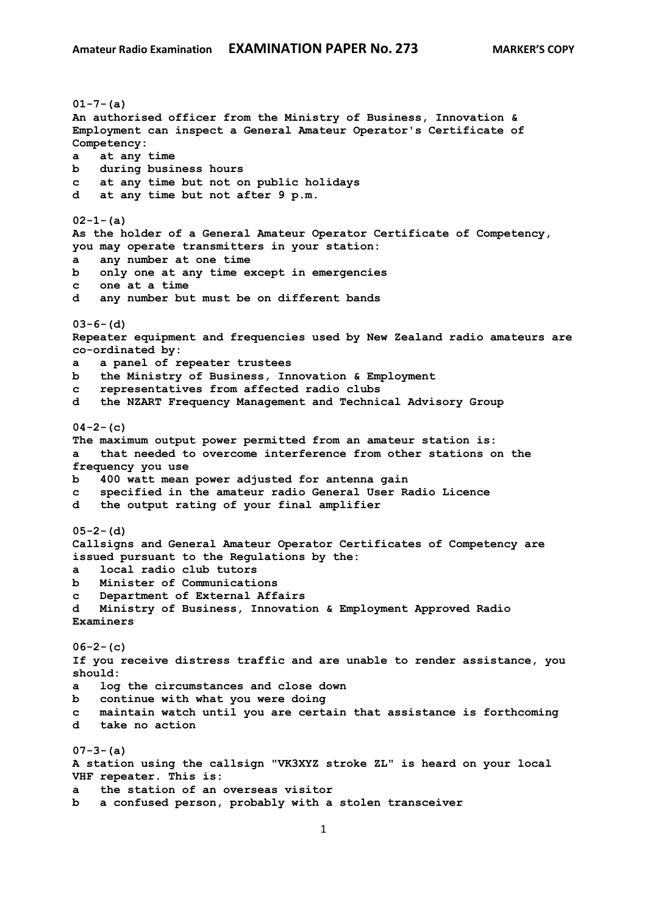**01-7-(a)**
**An authorised officer from the Ministry of Business, Innovation & Employment can inspect a General Amateur Operator's Certificate of Competency:**
**a at any time**
**b during business hours**
**c at any time but not on public holidays**
**d at any time but not after 9 p.m.**

**02-1-(a)**
**As the holder of a General Amateur Operator Certificate of Competency, you may operate transmitters in your station:**
**a any number at one time**
**b only one at any time except in emergencies**
**c one at a time**
**d any number but must be on different bands**

**03-6-(d)**
**Repeater equipment and frequencies used by New Zealand radio amateurs are co-ordinated by:**
**a a panel of repeater trustees**
**b the Ministry of Business, Innovation & Employment**
**c representatives from affected radio clubs**
**d the NZART Frequency Management and Technical Advisory Group**

**04-2-(c)**
**The maximum output power permitted from an amateur station is:**
**a that needed to overcome interference from other stations on the frequency you use**
**b 400 watt mean power adjusted for antenna gain**
**c specified in the amateur radio General User Radio Licence**
**d the output rating of your final amplifier**

**05-2-(d)**
**Callsigns and General Amateur Operator Certificates of Competency are issued pursuant to the Regulations by the:**
**a local radio club tutors**
**b Minister of Communications**
**c Department of External Affairs**
**d Ministry of Business, Innovation & Employment Approved Radio Examiners**

**06-2-(c)**
**If you receive distress traffic and are unable to render assistance, you should:**
**a log the circumstances and close down**
**b continue with what you were doing**
**c maintain watch until you are certain that assistance is forthcoming**
**d take no action**

**07-3-(a)**
**A station using the callsign "VK3XYZ stroke ZL" is heard on your local VHF repeater. This is:**
**a the station of an overseas visitor**
**b a confused person, probably with a stolen transceiver**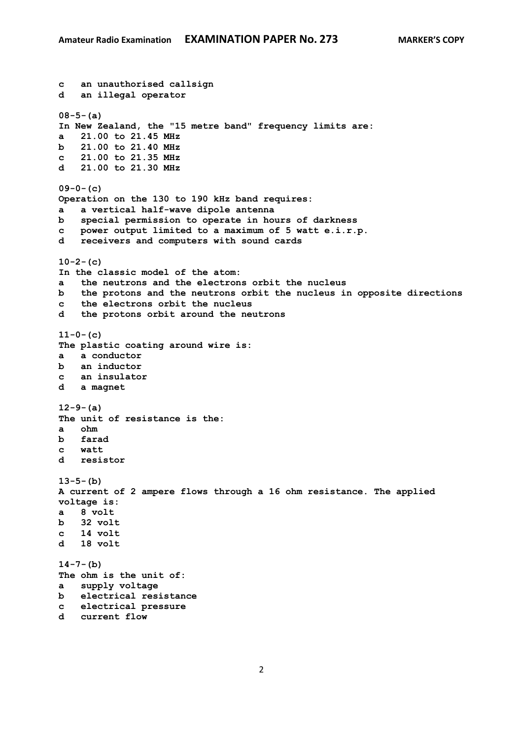**c an unauthorised callsign**
**d an illegal operator**

**08-5-(a)**
**In New Zealand, the "15 metre band" frequency limits are:**
**a 21.00 to 21.45 MHz**
**b 21.00 to 21.40 MHz**
**c 21.00 to 21.35 MHz**
**d 21.00 to 21.30 MHz**

**09-0-(c)**
**Operation on the 130 to 190 kHz band requires:**
**a a vertical half-wave dipole antenna**
**b special permission to operate in hours of darkness**
**c power output limited to a maximum of 5 watt e.i.r.p.**
**d receivers and computers with sound cards**

**10-2-(c)**
**In the classic model of the atom:**
**a the neutrons and the electrons orbit the nucleus**
**b the protons and the neutrons orbit the nucleus in opposite directions**
**c the electrons orbit the nucleus**
**d the protons orbit around the neutrons**

**11-0-(c)**
**The plastic coating around wire is:**
**a a conductor**
**b an inductor**
**c an insulator**
**d a magnet**

**12-9-(a)**
**The unit of resistance is the:**
**a ohm**
**b farad**
**c watt**
**d resistor**

**13-5-(b)**
**A current of 2 ampere flows through a 16 ohm resistance. The applied voltage is:**
**a 8 volt**
**b 32 volt**
**c 14 volt**
**d 18 volt**

**14-7-(b)**
**The ohm is the unit of:**
**a supply voltage**
**b electrical resistance**
**c electrical pressure**
**d current flow**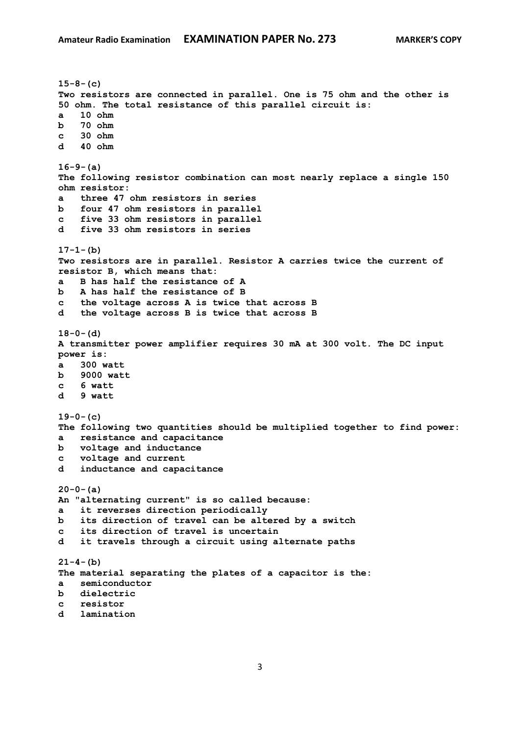**15-8-(c)**
**Two resistors are connected in parallel. One is 75 ohm and the other is 50 ohm. The total resistance of this parallel circuit is:**
**a 10 ohm**
**b 70 ohm**
**c 30 ohm**
**d 40 ohm**

**16-9-(a)**
**The following resistor combination can most nearly replace a single 150 ohm resistor:**
**a three 47 ohm resistors in series**
**b four 47 ohm resistors in parallel**
**c five 33 ohm resistors in parallel**
**d five 33 ohm resistors in series**

**17-1-(b)**
**Two resistors are in parallel. Resistor A carries twice the current of resistor B, which means that:**
**a B has half the resistance of A**
**b A has half the resistance of B**
**c the voltage across A is twice that across B**
**d the voltage across B is twice that across B**

**18-0-(d)**
**A transmitter power amplifier requires 30 mA at 300 volt. The DC input power is:**
**a 300 watt**
**b 9000 watt**
**c 6 watt**
**d 9 watt**

**19-0-(c)**
**The following two quantities should be multiplied together to find power:**
**a resistance and capacitance**
**b voltage and inductance**
**c voltage and current**
**d inductance and capacitance**

**20-0-(a)**
**An "alternating current" is so called because:**
**a it reverses direction periodically**
**b its direction of travel can be altered by a switch**
**c its direction of travel is uncertain**
**d it travels through a circuit using alternate paths**

**21-4-(b)**
**The material separating the plates of a capacitor is the:**
**a semiconductor**
**b dielectric**
**c resistor**
**d lamination**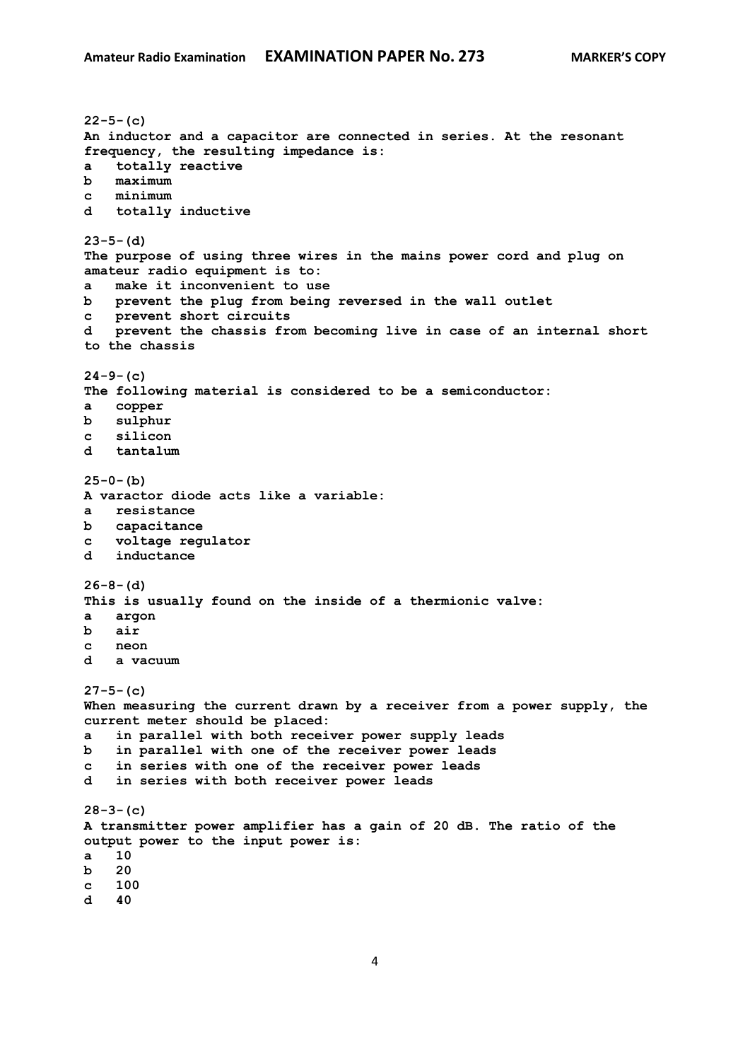**22-5-(c)**
**An inductor and a capacitor are connected in series. At the resonant frequency, the resulting impedance is:**
**a totally reactive**
**b maximum**
**c minimum**
**d totally inductive**

**23-5-(d)**
**The purpose of using three wires in the mains power cord and plug on amateur radio equipment is to:**
**a make it inconvenient to use**
**b prevent the plug from being reversed in the wall outlet**
**c prevent short circuits**
**d prevent the chassis from becoming live in case of an internal short to the chassis**

**24-9-(c)**
**The following material is considered to be a semiconductor:**
**a copper**
**b sulphur**
**c silicon**
**d tantalum**

**25-0-(b)**
**A varactor diode acts like a variable:**
**a resistance**
**b capacitance**
**c voltage regulator**
**d inductance**

**26-8-(d)**
**This is usually found on the inside of a thermionic valve:**
**a argon**
**b air**
**c neon**
**d a vacuum**

**27-5-(c)**
**When measuring the current drawn by a receiver from a power supply, the current meter should be placed:**
**a in parallel with both receiver power supply leads**
**b in parallel with one of the receiver power leads**
**c in series with one of the receiver power leads**
**d in series with both receiver power leads**

**28-3-(c)**
**A transmitter power amplifier has a gain of 20 dB. The ratio of the output power to the input power is:**
**a 10**
**b 20**
**c 100**
**d 40**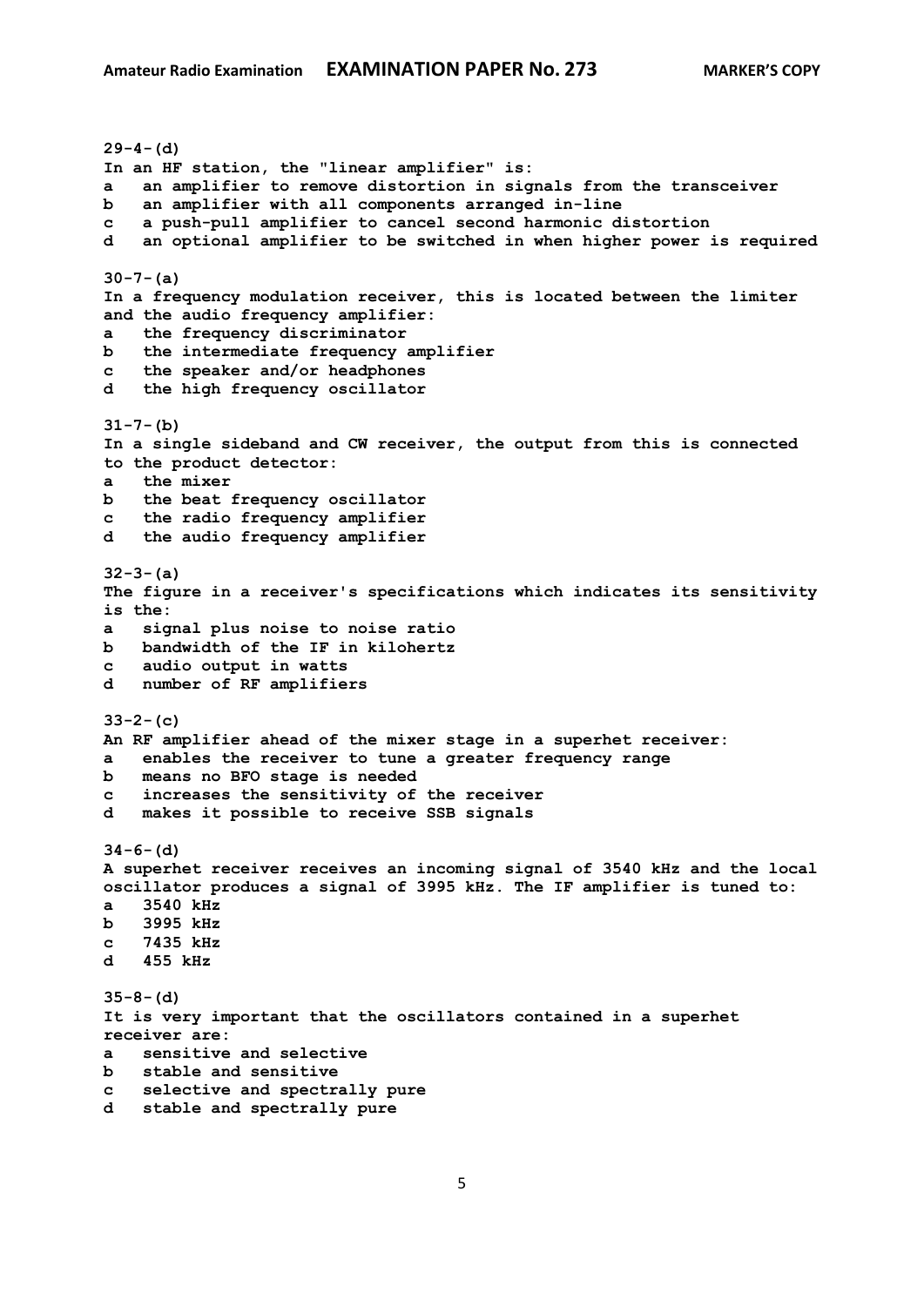**29-4-(d)**
**In an HF station, the "linear amplifier" is:**
**a an amplifier to remove distortion in signals from the transceiver**
**b an amplifier with all components arranged in-line**
**c a push-pull amplifier to cancel second harmonic distortion**
**d an optional amplifier to be switched in when higher power is required**

**30-7-(a)**
**In a frequency modulation receiver, this is located between the limiter and the audio frequency amplifier:**
**a the frequency discriminator**
**b the intermediate frequency amplifier**
**c the speaker and/or headphones**
**d the high frequency oscillator**

**31-7-(b)**
**In a single sideband and CW receiver, the output from this is connected to the product detector:**
**a the mixer**
**b the beat frequency oscillator**
**c the radio frequency amplifier**
**d the audio frequency amplifier**

**32-3-(a)**
**The figure in a receiver's specifications which indicates its sensitivity is the:**
**a signal plus noise to noise ratio**
**b bandwidth of the IF in kilohertz**
**c audio output in watts**
**d number of RF amplifiers**

**33-2-(c)**
**An RF amplifier ahead of the mixer stage in a superhet receiver:**
**a enables the receiver to tune a greater frequency range**
**b means no BFO stage is needed**
**c increases the sensitivity of the receiver**
**d makes it possible to receive SSB signals**

**34-6-(d)**
**A superhet receiver receives an incoming signal of 3540 kHz and the local oscillator produces a signal of 3995 kHz. The IF amplifier is tuned to:**
**a 3540 kHz**
**b 3995 kHz**
**c 7435 kHz**
**d 455 kHz**

**35-8-(d)**
**It is very important that the oscillators contained in a superhet receiver are:**
**a sensitive and selective**
**b stable and sensitive**
**c selective and spectrally pure**
**d stable and spectrally pure**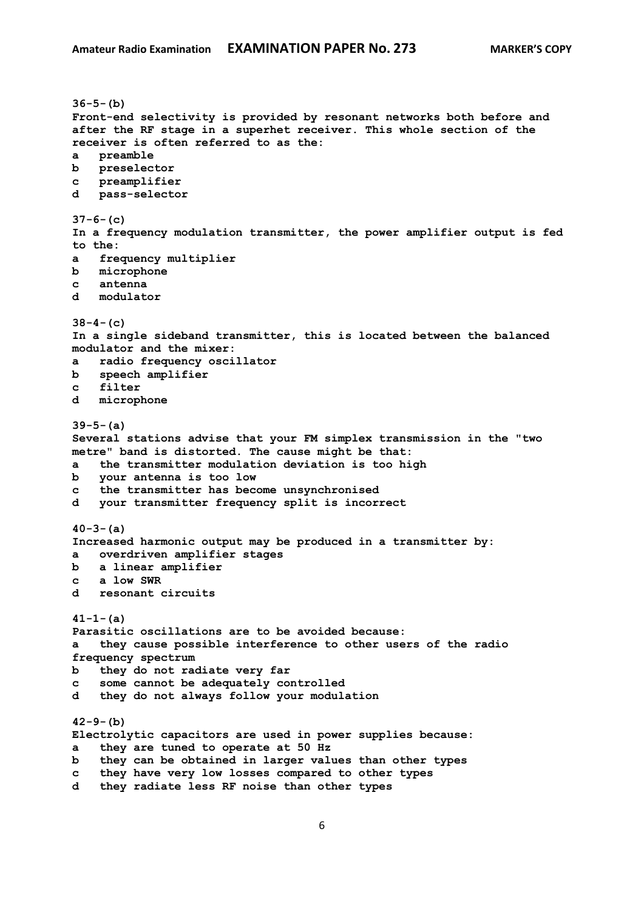**36-5-(b)**
**Front-end selectivity is provided by resonant networks both before and after the RF stage in a superhet receiver. This whole section of the receiver is often referred to as the:**
**a preamble**
**b preselector**
**c preamplifier**
**d pass-selector**

**37-6-(c)**
**In a frequency modulation transmitter, the power amplifier output is fed to the:**
**a frequency multiplier**
**b microphone**
**c antenna**
**d modulator**

**38-4-(c)**
**In a single sideband transmitter, this is located between the balanced modulator and the mixer:**
**a radio frequency oscillator**
**b speech amplifier**
**c filter**
**d microphone**

**39-5-(a)**
**Several stations advise that your FM simplex transmission in the "two metre" band is distorted. The cause might be that:**
**a the transmitter modulation deviation is too high**
**b your antenna is too low**
**c the transmitter has become unsynchronised**
**d your transmitter frequency split is incorrect**

**40-3-(a)**
**Increased harmonic output may be produced in a transmitter by:**
**a overdriven amplifier stages**
**b a linear amplifier**
**c a low SWR**
**d resonant circuits**

**41-1-(a)**
**Parasitic oscillations are to be avoided because:**
**a they cause possible interference to other users of the radio frequency spectrum**
**b they do not radiate very far**
**c some cannot be adequately controlled**
**d they do not always follow your modulation**

**42-9-(b)**
**Electrolytic capacitors are used in power supplies because:**
**a they are tuned to operate at 50 Hz**
**b they can be obtained in larger values than other types**
**c they have very low losses compared to other types**
**d they radiate less RF noise than other types**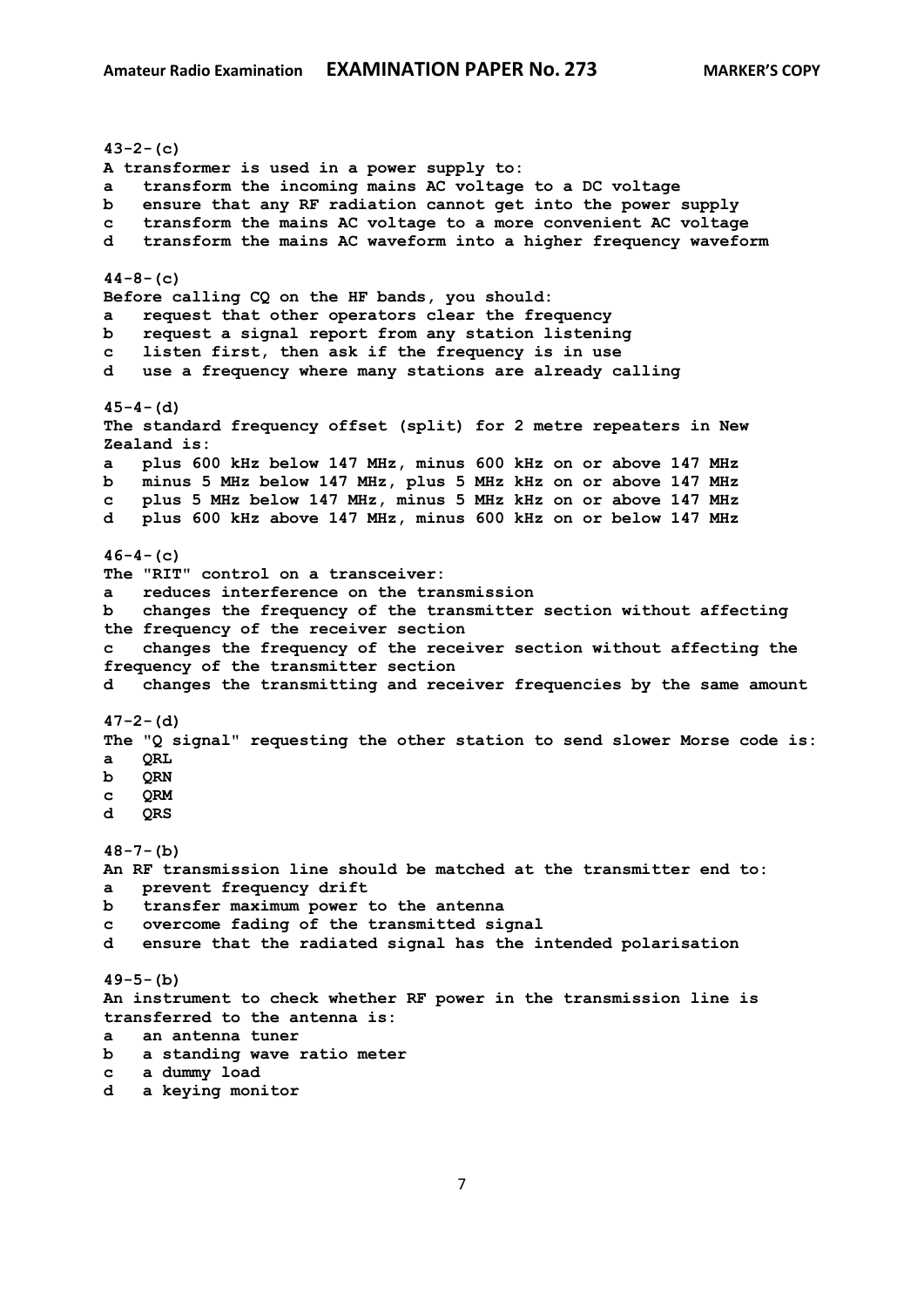**43-2-(c)**
**A transformer is used in a power supply to:**
**a   transform the incoming mains AC voltage to a DC voltage**
**b   ensure that any RF radiation cannot get into the power supply**
**c   transform the mains AC voltage to a more convenient AC voltage**
**d   transform the mains AC waveform into a higher frequency waveform**

**44-8-(c)**
**Before calling CQ on the HF bands, you should:**
**a   request that other operators clear the frequency**
**b   request a signal report from any station listening**
**c   listen first, then ask if the frequency is in use**
**d   use a frequency where many stations are already calling**

**45-4-(d)**
**The standard frequency offset (split) for 2 metre repeaters in New Zealand is:**
**a   plus 600 kHz below 147 MHz, minus 600 kHz on or above 147 MHz**
**b   minus 5 MHz below 147 MHz, plus 5 MHz kHz on or above 147 MHz**
**c   plus 5 MHz below 147 MHz, minus 5 MHz kHz on or above 147 MHz**
**d   plus 600 kHz above 147 MHz, minus 600 kHz on or below 147 MHz**

**46-4-(c)**
**The "RIT" control on a transceiver:**
**a   reduces interference on the transmission**
**b   changes the frequency of the transmitter section without affecting the frequency of the receiver section**
**c   changes the frequency of the receiver section without affecting the frequency of the transmitter section**
**d   changes the transmitting and receiver frequencies by the same amount**

**47-2-(d)**
**The "Q signal" requesting the other station to send slower Morse code is:**
**a   QRL**
**b   QRN**
**c   QRM**
**d   QRS**

**48-7-(b)**
**An RF transmission line should be matched at the transmitter end to:**
**a   prevent frequency drift**
**b   transfer maximum power to the antenna**
**c   overcome fading of the transmitted signal**
**d   ensure that the radiated signal has the intended polarisation**

**49-5-(b)**
**An instrument to check whether RF power in the transmission line is transferred to the antenna is:**
**a   an antenna tuner**
**b   a standing wave ratio meter**
**c   a dummy load**
**d   a keying monitor**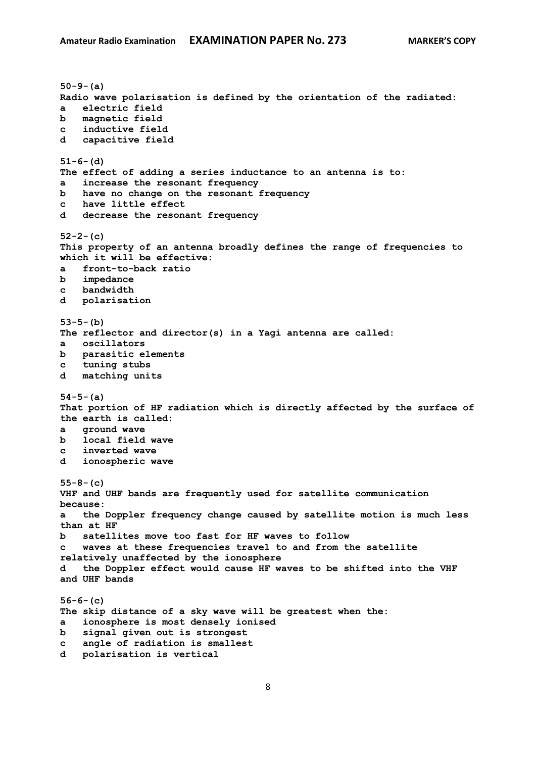**50-9-(a)**
**Radio wave polarisation is defined by the orientation of the radiated:**
**a electric field**
**b magnetic field**
**c inductive field**
**d capacitive field**

**51-6-(d)**
**The effect of adding a series inductance to an antenna is to:**
**a increase the resonant frequency**
**b have no change on the resonant frequency**
**c have little effect**
**d decrease the resonant frequency**

**52-2-(c)**
**This property of an antenna broadly defines the range of frequencies to which it will be effective:**
**a front-to-back ratio**
**b impedance**
**c bandwidth**
**d polarisation**

**53-5-(b)**
**The reflector and director(s) in a Yagi antenna are called:**
**a oscillators**
**b parasitic elements**
**c tuning stubs**
**d matching units**

**54-5-(a)**
**That portion of HF radiation which is directly affected by the surface of the earth is called:**
**a ground wave**
**b local field wave**
**c inverted wave**
**d ionospheric wave**

**55-8-(c)**
**VHF and UHF bands are frequently used for satellite communication because:**
**a the Doppler frequency change caused by satellite motion is much less than at HF**
**b satellites move too fast for HF waves to follow**
**c waves at these frequencies travel to and from the satellite relatively unaffected by the ionosphere**
**d the Doppler effect would cause HF waves to be shifted into the VHF and UHF bands**

**56-6-(c)**
**The skip distance of a sky wave will be greatest when the:**
**a ionosphere is most densely ionised**
**b signal given out is strongest**
**c angle of radiation is smallest**
**d polarisation is vertical**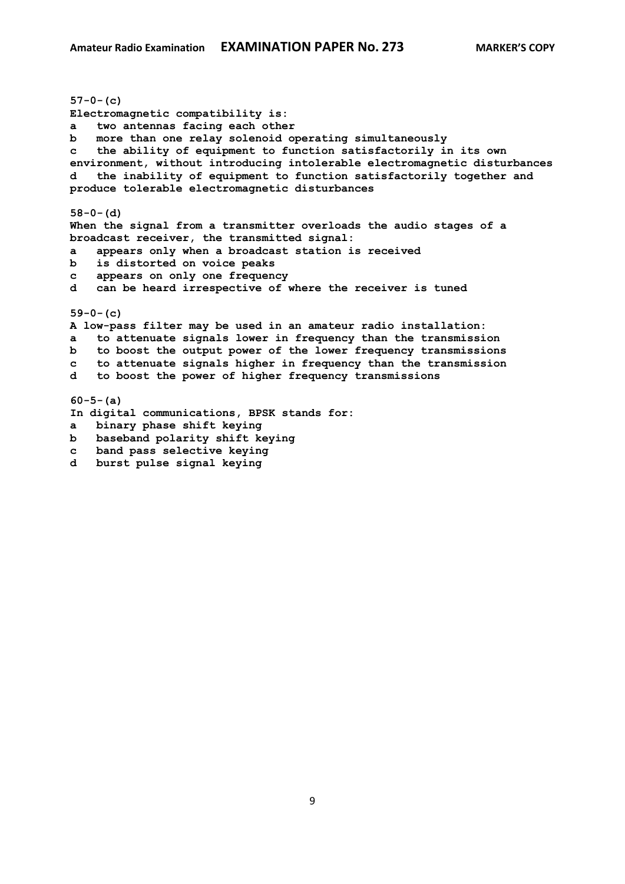**57-0-(c)**
**Electromagnetic compatibility is:**
**a two antennas facing each other**
**b more than one relay solenoid operating simultaneously**
**c the ability of equipment to function satisfactorily in its own environment, without introducing intolerable electromagnetic disturbances**
**d the inability of equipment to function satisfactorily together and produce tolerable electromagnetic disturbances**

**58-0-(d)**
**When the signal from a transmitter overloads the audio stages of a broadcast receiver, the transmitted signal:**
**a appears only when a broadcast station is received**
**b is distorted on voice peaks**
**c appears on only one frequency**
**d can be heard irrespective of where the receiver is tuned**

**59-0-(c)**
**A low-pass filter may be used in an amateur radio installation:**
**a to attenuate signals lower in frequency than the transmission**
**b to boost the output power of the lower frequency transmissions**
**c to attenuate signals higher in frequency than the transmission**
**d to boost the power of higher frequency transmissions**

**60-5-(a)**
**In digital communications, BPSK stands for:**
**a binary phase shift keying**
**b baseband polarity shift keying**
**c band pass selective keying**
**d burst pulse signal keying**